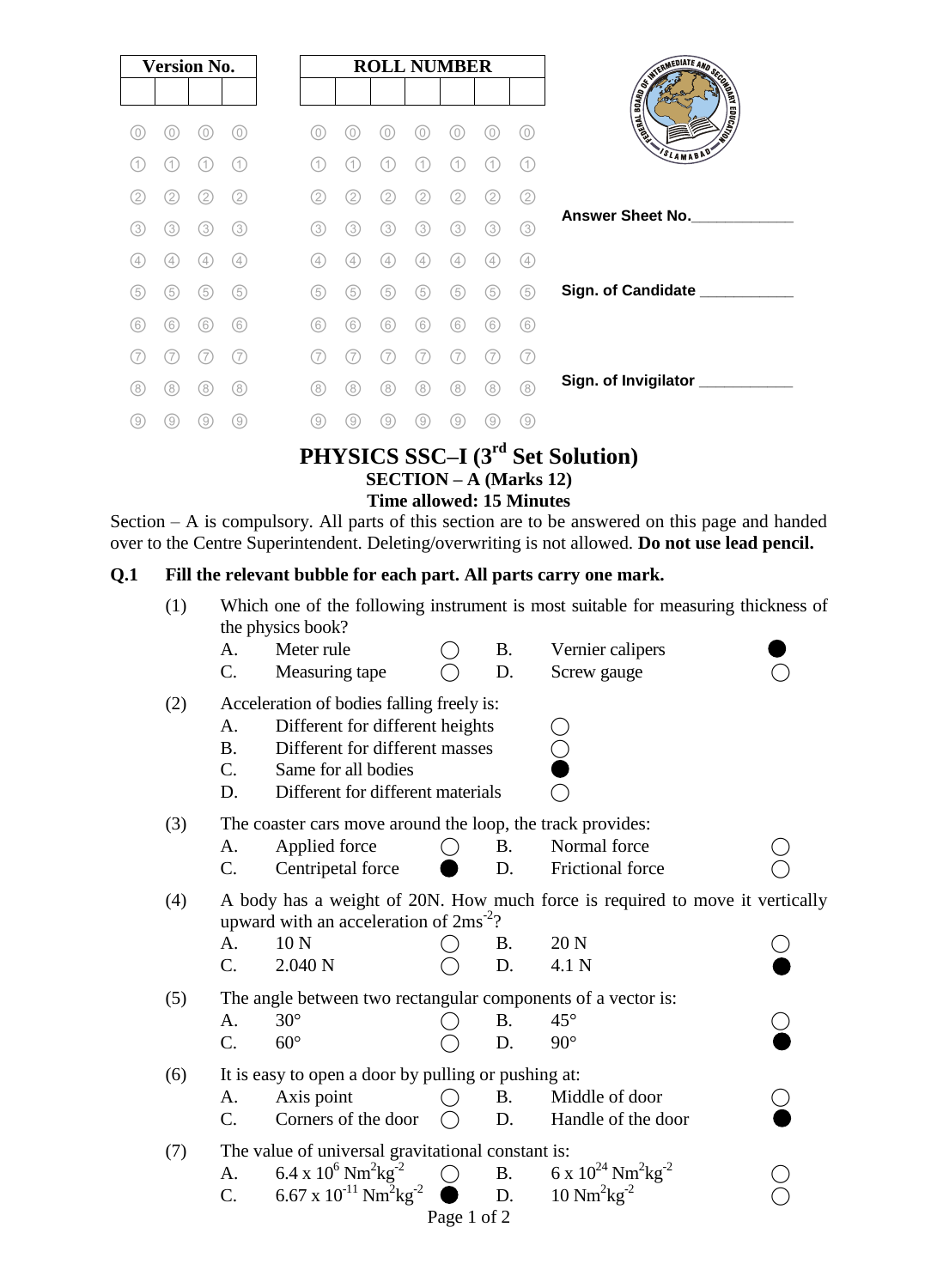| Version No. | | | |
|---|---|---|---|
| | | | |

| ROLL NUMBER | | | | | | |
|---|---|---|---|---|---|---|
| | | | | | | |

Answer Sheet No.____________

Sign. of Candidate ___________

Sign. of Invigilator ___________

# PHYSICS SSC–I (3rd Set Solution)

## SECTION – A (Marks 12)

### Time allowed: 15 Minutes

Section – A is compulsory. All parts of this section are to be answered on this page and handed over to the Centre Superintendent. Deleting/overwriting is not allowed. **Do not use lead pencil.**

**Q.1 Fill the relevant bubble for each part. All parts carry one mark.**

(1) Which one of the following instrument is most suitable for measuring thickness of the physics book?

- A. Meter rule ○
- B. Vernier calipers ●
- C. Measuring tape ○
- D. Screw gauge ○

(2) Acceleration of bodies falling freely is:

- A. Different for different heights ○
- B. Different for different masses ○
- C. Same for all bodies ●
- D. Different for different materials ○

(3) The coaster cars move around the loop, the track provides:

- A. Applied force ○
- B. Normal force ○
- C. Centripetal force ●
- D. Frictional force ○

(4) A body has a weight of 20N. How much force is required to move it vertically upward with an acceleration of $2ms^{-2}$?

- A. 10 N ○
- B. 20 N ○
- C. 2.040 N ○
- D. 4.1 N ●

(5) The angle between two rectangular components of a vector is:

- A. 30° ○
- B. 45° ○
- C. 60° ○
- D. 90° ●

(6) It is easy to open a door by pulling or pushing at:

- A. Axis point ○
- B. Middle of door ○
- C. Corners of the door ○
- D. Handle of the door ●

(7) The value of universal gravitational constant is:

- A. $6.4 \times 10^{6}\ Nm^2kg^{-2}$ ○
- B. $6 \times 10^{24}\ Nm^2kg^{-2}$ ○
- C. $6.67 \times 10^{-11}\ Nm^2kg^{-2}$ ●
- D. $10\ Nm^2kg^{-2}$ ○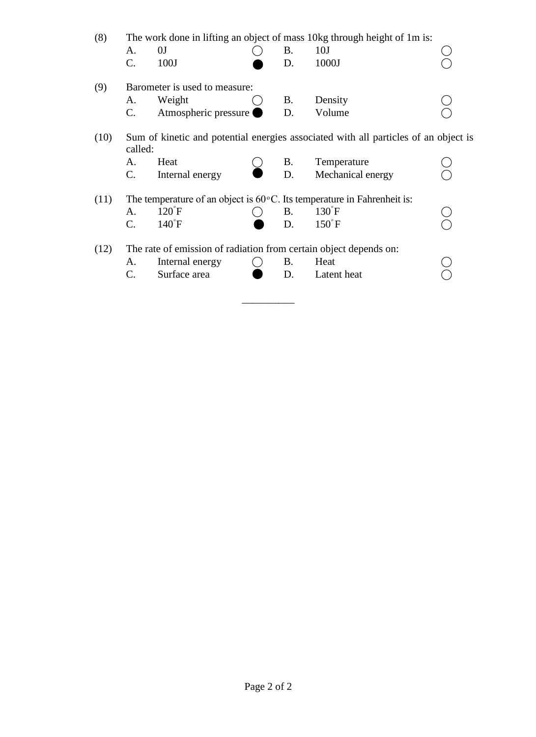(8) The work done in lifting an object of mass 10kg through height of 1m is:

| | | | | | |
|---|---|---|---|---|---|
| A. | 0J | ○ | B. | 10J | ○ |
| C. | 100J | ● | D. | 1000J | ○ |

(9) Barometer is used to measure:

| | | | | | |
|---|---|---|---|---|---|
| A. | Weight | ○ | B. | Density | ○ |
| C. | Atmospheric pressure | ● | D. | Volume | ○ |

(10) Sum of kinetic and potential energies associated with all particles of an object is called:

| | | | | | |
|---|---|---|---|---|---|
| A. | Heat | ○ | B. | Temperature | ○ |
| C. | Internal energy | ● | D. | Mechanical energy | ○ |

(11) The temperature of an object is $60^\circ C$. Its temperature in Fahrenheit is:

| | | | | | |
|---|---|---|---|---|---|
| A. | $120^\circ F$ | ○ | B. | $130^\circ F$ | ○ |
| C. | $140^\circ F$ | ● | D. | $150^\circ F$ | ○ |

(12) The rate of emission of radiation from certain object depends on:

| | | | | | |
|---|---|---|---|---|---|
| A. | Internal energy | ○ | B. | Heat | ○ |
| C. | Surface area | ● | D. | Latent heat | ○ |

\_\_\_\_\_\_\_\_\_\_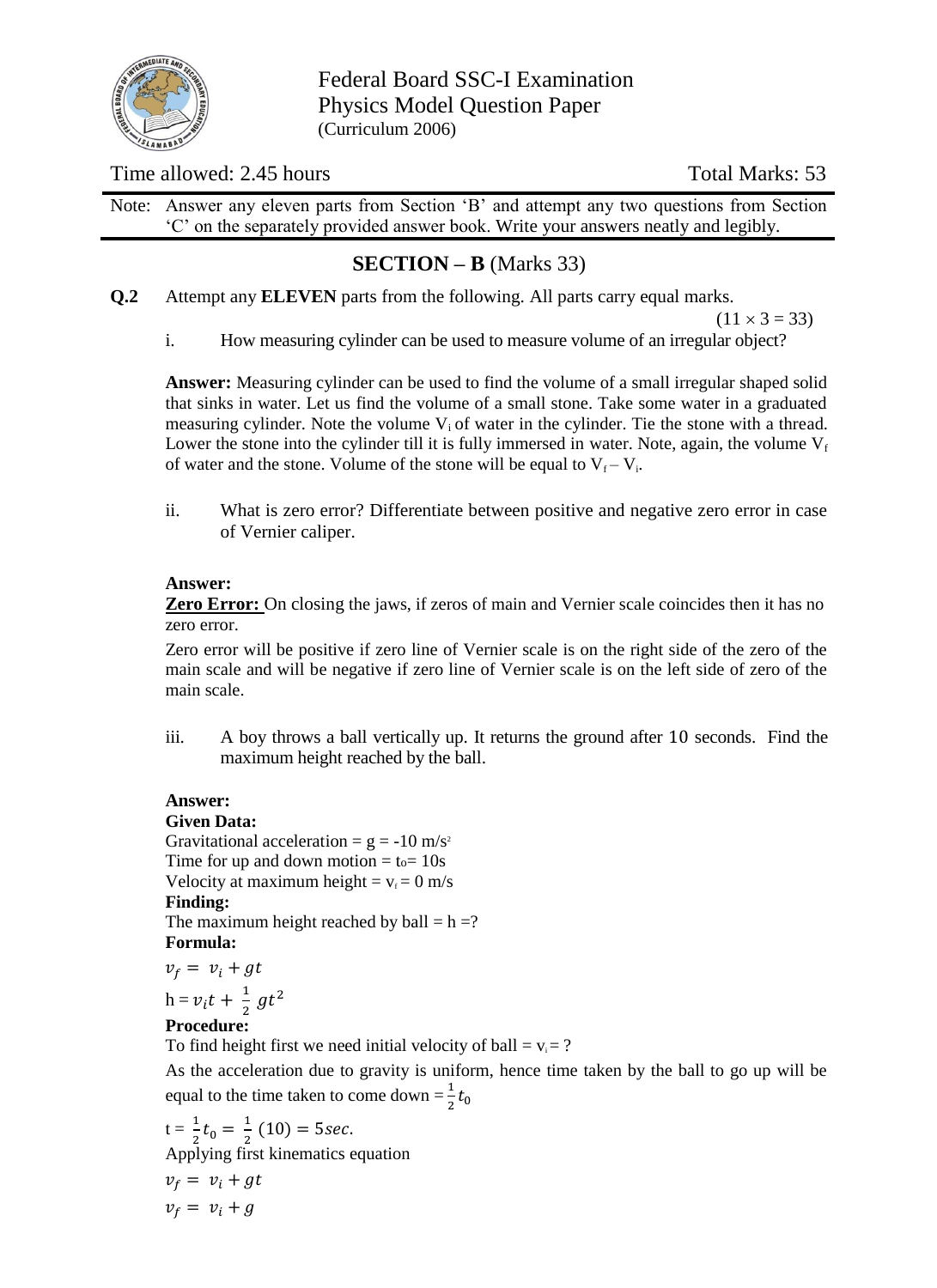Federal Board SSC-I Examination
Physics Model Question Paper
(Curriculum 2006)

Time allowed: 2.45 hours | Total Marks: 53

Note: Answer any eleven parts from Section 'B' and attempt any two questions from Section 'C' on the separately provided answer book. Write your answers neatly and legibly.

## SECTION – B (Marks 33)

**Q.2** Attempt any **ELEVEN** parts from the following. All carry equal marks. $(11 \times 3 = 33)$

i. How measuring cylinder can be used to measure volume of an irregular object?

**Answer:** Measuring cylinder can be used to find the volume of a small irregular shaped solid that sinks in water. Let us find the volume of a small stone. Take some water in a graduated measuring cylinder. Note the volume $V_i$ of water in the cylinder. Tie the stone with a thread. Lower the stone into the cylinder till it is fully immersed in water. Note, again, the volume $V_f$ of water and the stone. Volume of the stone will be equal to $V_f - V_i$.

ii. What is zero error? Differentiate between positive and negative zero error in case of Vernier caliper.

**Answer:**

**Zero Error:** On closing the jaws, if zeros of main and Vernier scale coincides then it has no zero error.

Zero error will be positive if zero line of Vernier scale is on the right side of the zero of the main scale and will be negative if zero line of Vernier scale is on the left side of zero of the main scale.

iii. A boy throws a ball vertically up. It returns the ground after 10 seconds. Find the maximum height reached by the ball.

**Answer:**

**Given Data:**

Gravitational acceleration = $g = -10\ m/s^2$

Time for up and down motion = $t_o = 10s$

Velocity at maximum height = $v_f = 0\ m/s$

**Finding:**

The maximum height reached by ball = h =?

**Formula:**

$$v_f = v_i + gt$$

$$h = v_i t + \frac{1}{2} g t^2$$

**Procedure:**

To find height first we need initial velocity of ball = $v_i$ = ?

As the acceleration due to gravity is uniform, hence time taken by the ball to go up will be equal to the time taken to come down $= \frac{1}{2} t_0$

$$t = \frac{1}{2} t_0 = \frac{1}{2}(10) = 5 sec.$$

Applying first kinematics equation

$$v_f = v_i + gt$$

$$v_f = v_i + g$$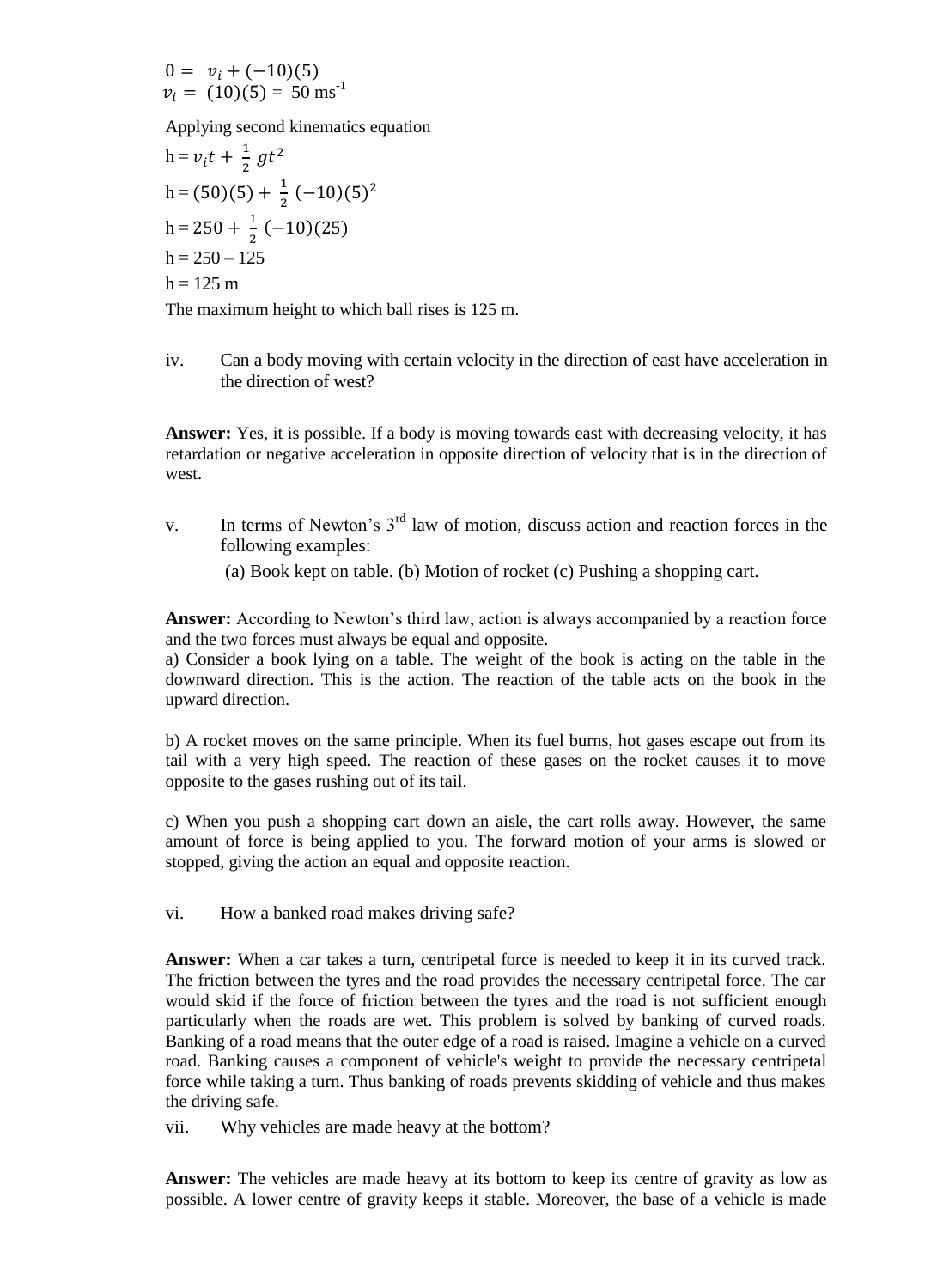$0 = v_i + (-10)(5)$
$v_i = (10)(5) = 50 \text{ ms}^{-1}$

Applying second kinematics equation

$h = v_i t + \frac{1}{2} g t^2$

$h = (50)(5) + \frac{1}{2}(-10)(5)^2$

$h = 250 + \frac{1}{2}(-10)(25)$

$h = 250 - 125$

$h = 125$ m

The maximum height to which ball rises is 125 m.

iv. Can a body moving with certain velocity in the direction of east have acceleration in the direction of west?

**Answer:** Yes, it is possible. If a body is moving towards east with decreasing velocity, it has retardation or negative acceleration in opposite direction of velocity that is in the direction of west.

v. In terms of Newton's 3rd law of motion, discuss action and reaction forces in the following examples:

(a) Book kept on table. (b) Motion of rocket (c) Pushing a shopping cart.

**Answer:** According to Newton's third law, action is always accompanied by a reaction force and the two forces must always be equal and opposite.

a) Consider a book lying on a table. The weight of the book is acting on the table in the downward direction. This is the action. The reaction of the table acts on the book in the upward direction.

b) A rocket moves on the same principle. When its fuel burns, hot gases escape out from its tail with a very high speed. The reaction of these gases on the rocket causes it to move opposite to the gases rushing out of its tail.

c) When you push a shopping cart down an aisle, the cart rolls away. However, the same amount of force is being applied to you. The forward motion of your arms is slowed or stopped, giving the action an equal and opposite reaction.

vi. How a banked road makes driving safe?

**Answer:** When a car takes a turn, centripetal force is needed to keep it in its curved track. The friction between the tyres and the road provides the necessary centripetal force. The car would skid if the force of friction between the tyres and the road is not sufficient enough particularly when the roads are wet. This problem is solved by banking of curved roads. Banking of a road means that the outer edge of a road is raised. Imagine a vehicle on a curved road. Banking causes a component of vehicle's weight to provide the necessary centripetal force while taking a turn. Thus banking of roads prevents skidding of vehicle and thus makes the driving safe.

vii. Why vehicles are made heavy at the bottom?

**Answer:** The vehicles are made heavy at its bottom to keep its centre of gravity as low as possible. A lower centre of gravity keeps it stable. Moreover, the base of a vehicle is made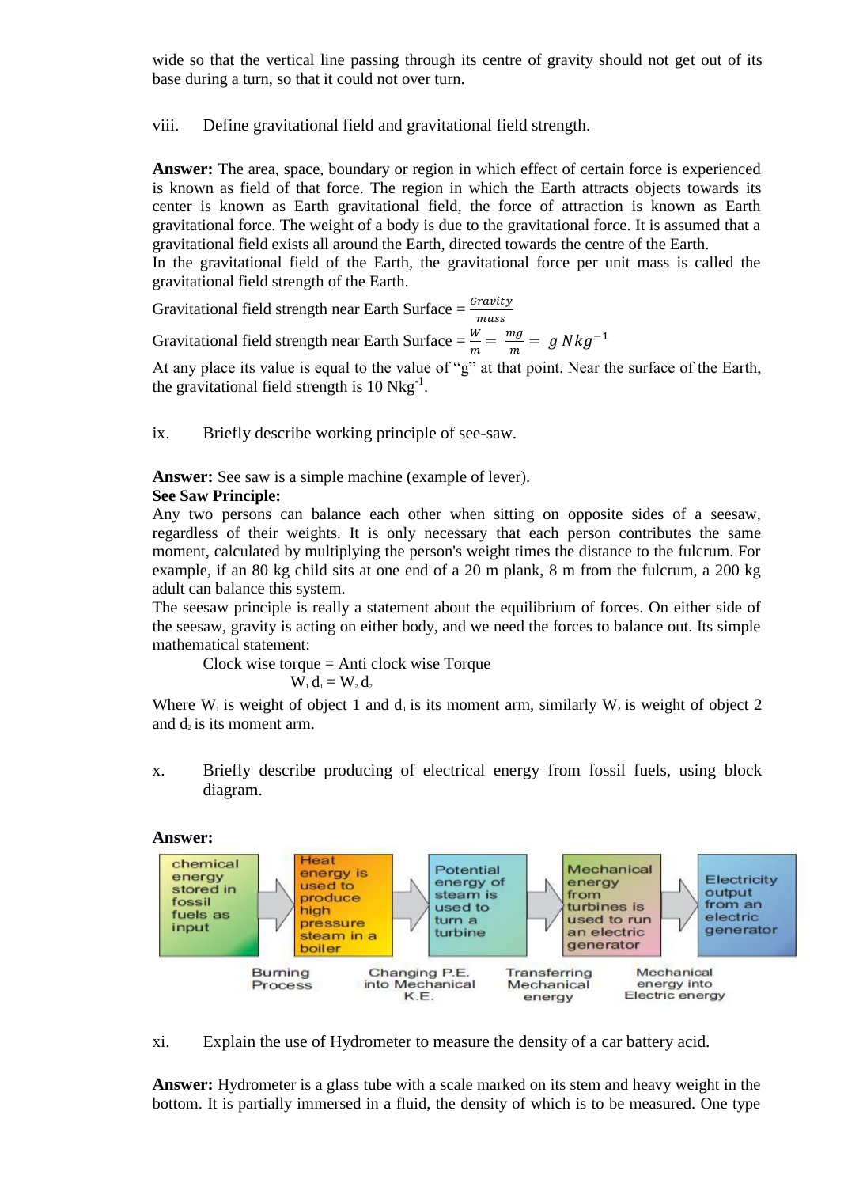wide so that the vertical line passing through its centre of gravity should not get out of its base during a turn, so that it could not over turn.

viii. Define gravitational field and gravitational field strength.

**Answer:** The area, space, boundary or region in which effect of certain force is experienced is known as field of that force. The region in which the Earth attracts objects towards its center is known as Earth gravitational field, the force of attraction is known as Earth gravitational force. The weight of a body is due to the gravitational force. It is assumed that a gravitational field exists all around the Earth, directed towards the centre of the Earth.
In the gravitational field of the Earth, the gravitational force per unit mass is called the gravitational field strength of the Earth.

Gravitational field strength near Earth Surface = $\frac{Gravity}{mass}$

Gravitational field strength near Earth Surface = $\frac{W}{m} = \frac{mg}{m} = g\ Nkg^{-1}$

At any place its value is equal to the value of "g" at that point. Near the surface of the Earth, the gravitational field strength is 10 $Nkg^{-1}$.

ix. Briefly describe working principle of see-saw.

**Answer:** See saw is a simple machine (example of lever).
**See Saw Principle:**
Any two persons can balance each other when sitting on opposite sides of a seesaw, regardless of their weights. It is only necessary that each person contributes the same moment, calculated by multiplying the person's weight times the distance to the fulcrum. For example, if an 80 kg child sits at one end of a 20 m plank, 8 m from the fulcrum, a 200 kg adult can balance this system.
The seesaw principle is really a statement about the equilibrium of forces. On either side of the seesaw, gravity is acting on either body, and we need the forces to balance out. Its simple mathematical statement:

Clock wise torque = Anti clock wise Torque

$$W_1 d_1 = W_2 d_2$$

Where $W_1$ is weight of object 1 and $d_1$ is its moment arm, similarly $W_2$ is weight of object 2 and $d_2$ is its moment arm.

x. Briefly describe producing of electrical energy from fossil fuels, using block diagram.

**Answer:**

chemical energy stored in fossil fuels as input → Heat energy is used to produce high pressure steam in a boiler → Potential energy of steam is used to turn a turbine → Mechanical energy from turbines is used to run an electric generator → Electricity output from an electric generator

Burning Process | Changing P.E. into Mechanical K.E. | Transferring Mechanical energy | Mechanical energy into Electric energy

xi. Explain the use of Hydrometer to measure the density of a car battery acid.

**Answer:** Hydrometer is a glass tube with a scale marked on its stem and heavy weight in the bottom. It is partially immersed in a fluid, the density of which is to be measured. One type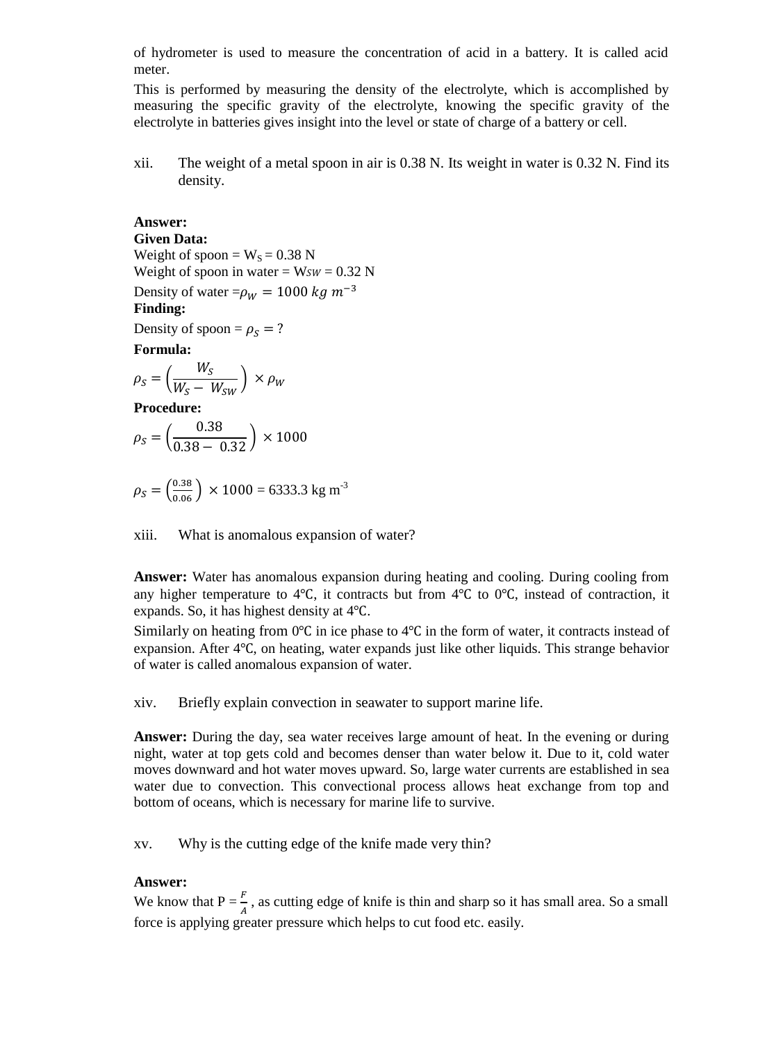of hydrometer is used to measure the concentration of acid in a battery. It is called acid meter.

This is performed by measuring the density of the electrolyte, which is accomplished by measuring the specific gravity of the electrolyte, knowing the specific gravity of the electrolyte in batteries gives insight into the level or state of charge of a battery or cell.

xii. The weight of a metal spoon in air is 0.38 N. Its weight in water is 0.32 N. Find its density.

**Answer:**

**Given Data:**

Weight of spoon = $W_S$ = 0.38 N

Weight of spoon in water = $W_{SW}$ = 0.32 N

Density of water $= \rho_W = 1000\ kg\ m^{-3}$

**Finding:**

Density of spoon $= \rho_S = ?$

**Formula:**

$$\rho_S = \left(\frac{W_S}{W_S - W_{SW}}\right) \times \rho_W$$

**Procedure:**

$$\rho_S = \left(\frac{0.38}{0.38 - 0.32}\right) \times 1000$$

$$\rho_S = \left(\frac{0.38}{0.06}\right) \times 1000 = 6333.3\ \text{kg m}^{-3}$$

xiii. What is anomalous expansion of water?

**Answer:** Water has anomalous expansion during heating and cooling. During cooling from any higher temperature to 4℃, it contracts but from 4℃ to 0℃, instead of contraction, it expands. So, it has highest density at 4℃.

Similarly on heating from 0℃ in ice phase to 4℃ in the form of water, it contracts instead of expansion. After 4℃, on heating, water expands just like other liquids. This strange behavior of water is called anomalous expansion of water.

xiv. Briefly explain convection in seawater to support marine life.

**Answer:** During the day, sea water receives large amount of heat. In the evening or during night, water at top gets cold and becomes denser than water below it. Due to it, cold water moves downward and hot water moves upward. So, large water currents are established in sea water due to convection. This convectional process allows heat exchange from top and bottom of oceans, which is necessary for marine life to survive.

xv. Why is the cutting edge of the knife made very thin?

**Answer:**

We know that $P = \frac{F}{A}$ , as cutting edge of knife is thin and sharp so it has small area. So a small force is applying greater pressure which helps to cut food etc. easily.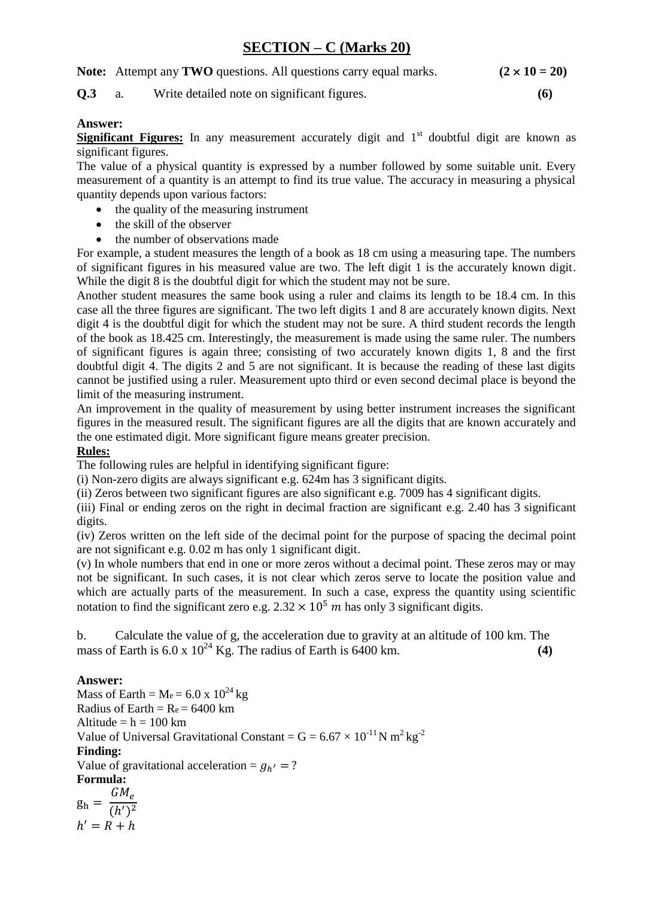## SECTION – C (Marks 20)

**Note:** Attempt any **TWO** questions. All questions carry equal marks. **(2 × 10 = 20)**

**Q.3** a. Write detailed note on significant figures. **(6)**

**Answer:**

**Significant Figures:** In any measurement accurately digit and 1st doubtful digit are known as significant figures.

The value of a physical quantity is expressed by a number followed by some suitable unit. Every measurement of a quantity is an attempt to find its true value. The accuracy in measuring a physical quantity depends upon various factors:

- the quality of the measuring instrument
- the skill of the observer
- the number of observations made

For example, a student measures the length of a book as 18 cm using a measuring tape. The numbers of significant figures in his measured value are two. The left digit 1 is the accurately known digit. While the digit 8 is the doubtful digit for which the student may not be sure.

Another student measures the same book using a ruler and claims its length to be 18.4 cm. In this case all the three figures are significant. The two left digits 1 and 8 are accurately known digits. Next digit 4 is the doubtful digit for which the student may not be sure. A third student records the length of the book as 18.425 cm. Interestingly, the measurement is made using the same ruler. The numbers of significant figures is again three; consisting of two accurately known digits 1, 8 and the first doubtful digit 4. The digits 2 and 5 are not significant. It is because the reading of these last digits cannot be justified using a ruler. Measurement upto third or even second decimal place is beyond the limit of the measuring instrument.

An improvement in the quality of measurement by using better instrument increases the significant figures in the measured result. The significant figures are all the digits that are known accurately and the one estimated digit. More significant figure means greater precision.

**Rules:**

The following rules are helpful in identifying significant figure:

(i) Non-zero digits are always significant e.g. 624m has 3 significant digits.

(ii) Zeros between two significant figures are also significant e.g. 7009 has 4 significant digits.

(iii) Final or ending zeros on the right in decimal fraction are significant e.g. 2.40 has 3 significant digits.

(iv) Zeros written on the left side of the decimal point for the purpose of spacing the decimal point are not significant e.g. 0.02 m has only 1 significant digit.

(v) In whole numbers that end in one or more zeros without a decimal point. These zeros may or may not be significant. In such cases, it is not clear which zeros serve to locate the position value and which are actually parts of the measurement. In such a case, express the quantity using scientific notation to find the significant zero e.g. $2.32 \times 10^5\ m$ has only 3 significant digits.

b. Calculate the value of g, the acceleration due to gravity at an altitude of 100 km. The mass of Earth is $6.0 \times 10^{24}$ Kg. The radius of Earth is 6400 km. **(4)**

**Answer:**

Mass of Earth = $M_e = 6.0 \times 10^{24}$ kg

Radius of Earth = $R_e$ = 6400 km

Altitude = h = 100 km

Value of Universal Gravitational Constant = G = $6.67 \times 10^{-11}$ N m$^2$ kg$^{-2}$

**Finding:**

Value of gravitational acceleration = $g_{h'} = ?$

**Formula:**

$$g_h = \frac{GM_e}{(h')^2}$$

$$h' = R + h$$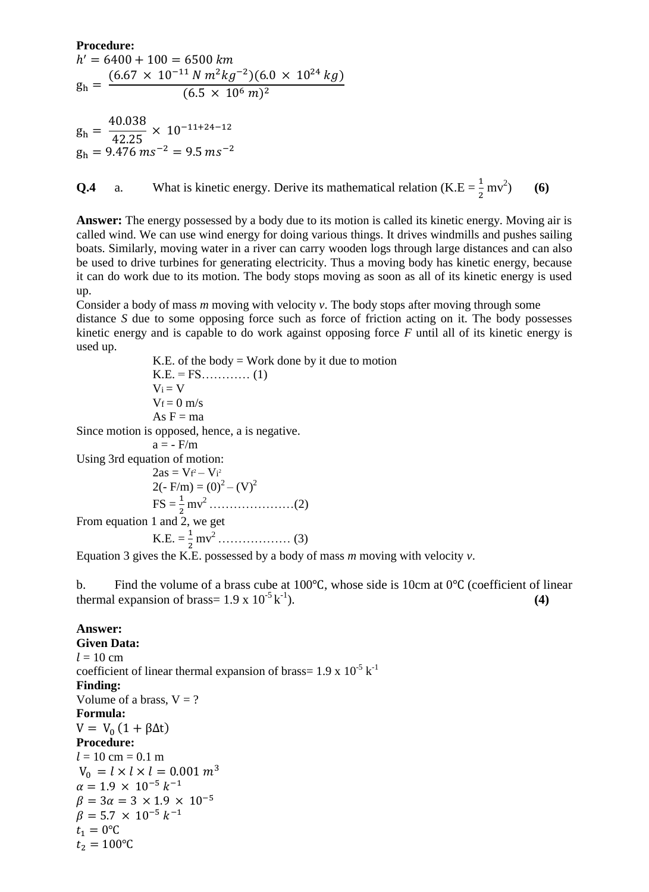**Procedure:**

$h' = 6400 + 100 = 6500\ km$

$$g_h = \frac{(6.67 \times 10^{-11}\ N\ m^2 kg^{-2})(6.0 \times 10^{24}\ kg)}{(6.5 \times 10^6\ m)^2}$$

$$g_h = \frac{40.038}{42.25} \times 10^{-11+24-12}$$

$g_h = 9.476\ ms^{-2} = 9.5\ ms^{-2}$

**Q.4** a. What is kinetic energy. Derive its mathematical relation (K.E = $\frac{1}{2}$ mv$^2$) **(6)**

**Answer:** The energy possessed by a body due to its motion is called its kinetic energy. Moving air is called wind. We can use wind energy for doing various things. It drives windmills and pushes sailing boats. Similarly, moving water in a river can carry wooden logs through large distances and can also be used to drive turbines for generating electricity. Thus a moving body has kinetic energy, because it can do work due to its motion. The body stops moving as soon as all of its kinetic energy is used up.

Consider a body of mass *m* moving with velocity *v*. The body stops after moving through some distance *S* due to some opposing force such as force of friction acting on it. The body possesses kinetic energy and is capable to do work against opposing force *F* until all of its kinetic energy is used up.

K.E. of the body = Work done by it due to motion

K.E. = FS………… (1)

$V_i = V$

$V_f = 0$ m/s

As F = ma

Since motion is opposed, hence, a is negative.

a = - F/m

Using 3rd equation of motion:

$2as = V_f^2 - V_i^2$

$2(- F/m) = (0)^2 - (V)^2$

FS = $\frac{1}{2}$ mv$^2$ …………………(2)

From equation 1 and 2, we get

K.E. = $\frac{1}{2}$ mv$^2$ ……………… (3)

Equation 3 gives the K.E. possessed by a body of mass *m* moving with velocity *v*.

b. Find the volume of a brass cube at 100℃, whose side is 10cm at 0℃ (coefficient of linear thermal expansion of brass= 1.9 x $10^{-5}$ $k^{-1}$). **(4)**

**Answer:**

**Given Data:**

$l$ = 10 cm

coefficient of linear thermal expansion of brass= 1.9 x $10^{-5}$ $k^{-1}$

**Finding:**

Volume of a brass, V = ?

**Formula:**

$V = V_0 (1 + \beta\Delta t)$

**Procedure:**

$l$ = 10 cm = 0.1 m

$V_0 = l \times l \times l = 0.001\ m^3$

$\alpha = 1.9 \times 10^{-5}\ k^{-1}$

$\beta = 3\alpha = 3 \times 1.9 \times 10^{-5}$

$\beta = 5.7 \times 10^{-5}\ k^{-1}$

$t_1 = 0℃$

$t_2 = 100℃$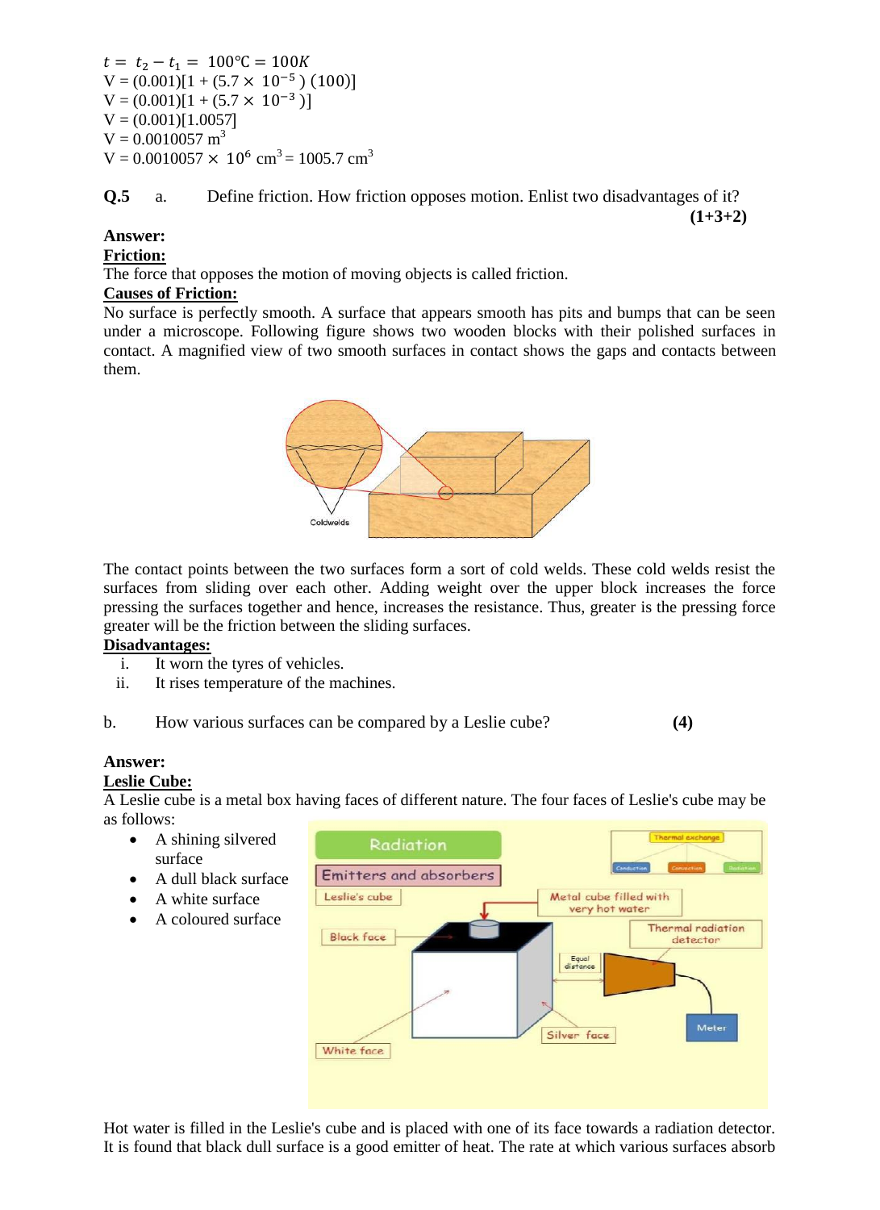$t = t_2 - t_1 = 100°C = 100K$

V = (0.001)[1 + (5.7 $\times$ $10^{-5}$ ) (100)]

V = (0.001)[1 + (5.7 $\times$ $10^{-3}$ )]

V = (0.001)[1.0057]

V = 0.0010057 $m^3$

V = 0.0010057 $\times$ $10^6$ $cm^3$ = 1005.7 $cm^3$

**Q.5** a. Define friction. How friction opposes motion. Enlist two disadvantages of it? **(1+3+2)**

**Answer:**

**Friction:**

The force that opposes the motion of moving objects is called friction.

**Causes of Friction:**

No surface is perfectly smooth. A surface that appears smooth has pits and bumps that can be seen under a microscope. Following figure shows two wooden blocks with their polished surfaces in contact. A magnified view of two smooth surfaces in contact shows the gaps and contacts between them.

The contact points between the two surfaces form a sort of cold welds. These cold welds resist the surfaces from sliding over each other. Adding weight over the upper block increases the force pressing the surfaces together and hence, increases the resistance. Thus, greater is the pressing force greater will be the friction between the sliding surfaces.

**Disadvantages:**

i. It worn the tyres of vehicles.
ii. It rises temperature of the machines.

b. How various surfaces can be compared by a Leslie cube? **(4)**

**Answer:**

**Leslie Cube:**

A Leslie cube is a metal box having faces of different nature. The four faces of Leslie's cube may be as follows:

- A shining silvered surface
- A dull black surface
- A white surface
- A coloured surface

Hot water is filled in the Leslie's cube and is placed with one of its face towards a radiation detector. It is found that black dull surface is a good emitter of heat. The rate at which various surfaces absorb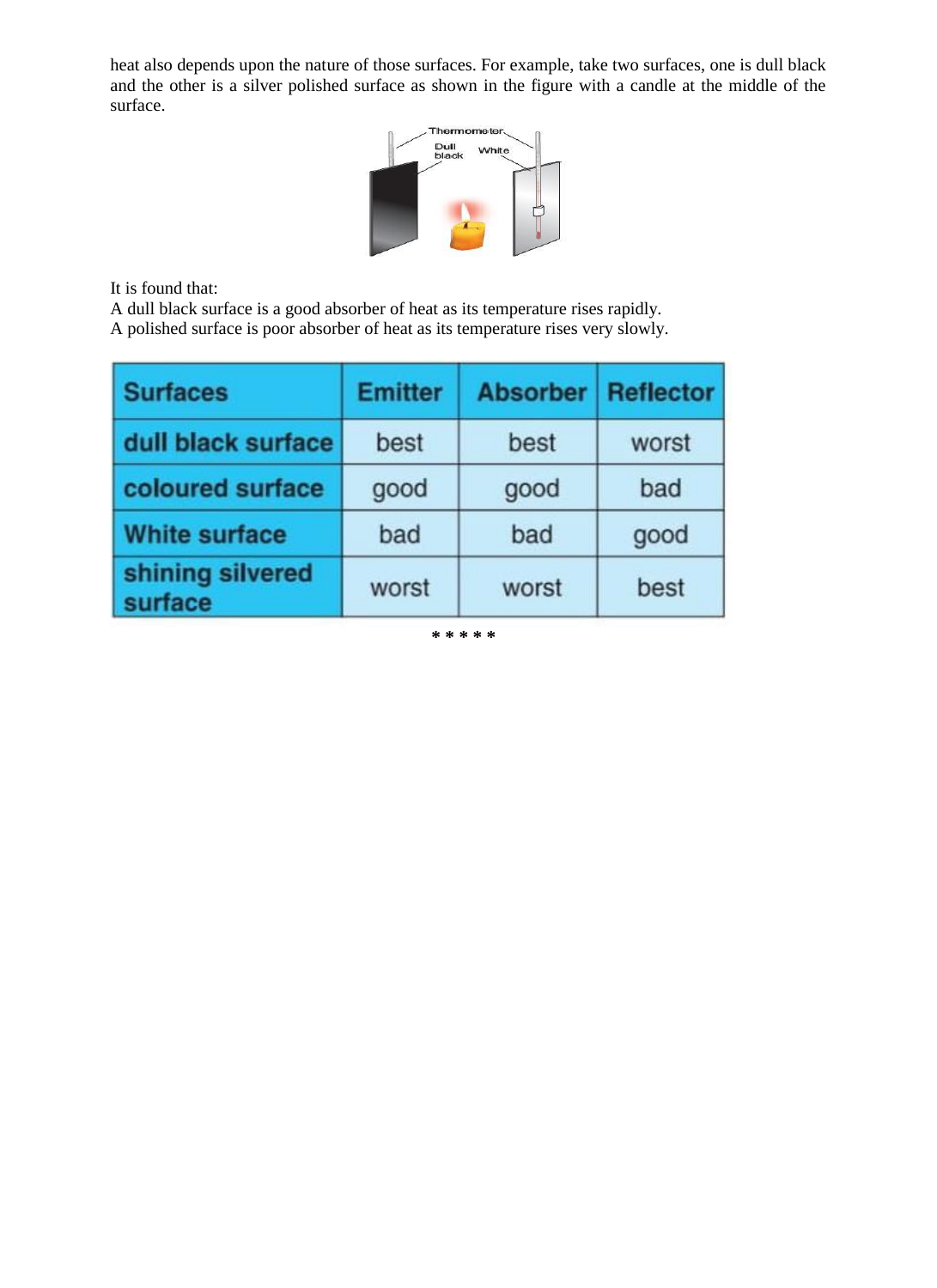heat also depends upon the nature of those surfaces. For example, take two surfaces, one is dull black and the other is a silver polished surface as shown in the figure with a candle at the middle of the surface.

Thermometer
Dull black
White

It is found that:
A dull black surface is a good absorber of heat as its temperature rises rapidly.
A polished surface is poor absorber of heat as its temperature rises very slowly.

| Surfaces | Emitter | Absorber | Reflector |
| --- | --- | --- | --- |
| dull black surface | best | best | worst |
| coloured surface | good | good | bad |
| White surface | bad | bad | good |
| shining silvered surface | worst | worst | best |

* * * * *